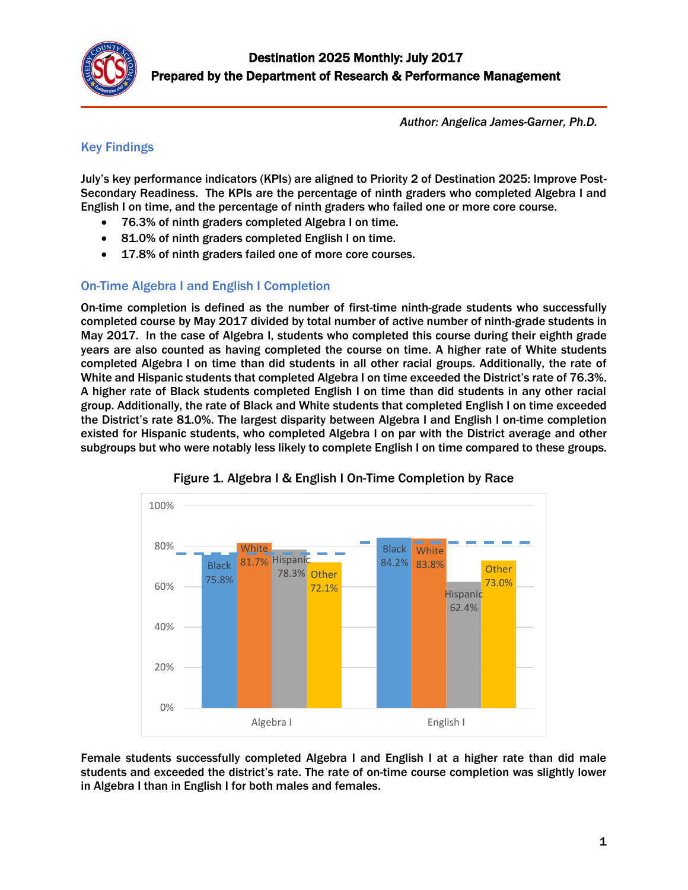# Destination 2025 Monthly: July 2017

**Prepared by the Department of Research & Performance Management**

*Author: Angelica James-Garner, Ph.D.*

## Key Findings

July's key performance indicators (KPIs) are aligned to Priority 2 of Destination 2025: Improve Post-Secondary Readiness. The KPIs are the percentage of ninth graders who completed Algebra I and English I on time, and the percentage of ninth graders who failed one or more core course.

- 76.3% of ninth graders completed Algebra I on time.
- 81.0% of ninth graders completed English I on time.
- 17.8% of ninth graders failed one of more core courses.

## On-Time Algebra I and English I Completion

On-time completion is defined as the number of first-time ninth-grade students who successfully completed course by May 2017 divided by total number of active number of ninth-grade students in May 2017. In the case of Algebra I, students who completed this course during their eighth grade years are also counted as having completed the course on time. A higher rate of White students completed Algebra I on time than did students in all other racial groups. Additionally, the rate of White and Hispanic students that completed Algebra I on time exceeded the District's rate of 76.3%. A higher rate of Black students completed English I on time than did students in any other racial group. Additionally, the rate of Black and White students that completed English I on time exceeded the District's rate 81.0%. The largest disparity between Algebra I and English I on-time completion existed for Hispanic students, who completed Algebra I on par with the District average and other subgroups but who were notably less likely to complete English I on time compared to these groups.

Figure 1. Algebra I & English I On-Time Completion by Race

| | Black | White | Hispanic | Other |
|---|---|---|---|---|
| Algebra I | 75.8% | 81.7% | 78.3% | 72.1% |
| English I | 84.2% | 83.8% | 62.4% | 73.0% |

Female students successfully completed Algebra I and English I at a higher rate than did male students and exceeded the district's rate. The rate of on-time course completion was slightly lower in Algebra I than in English I for both males and females.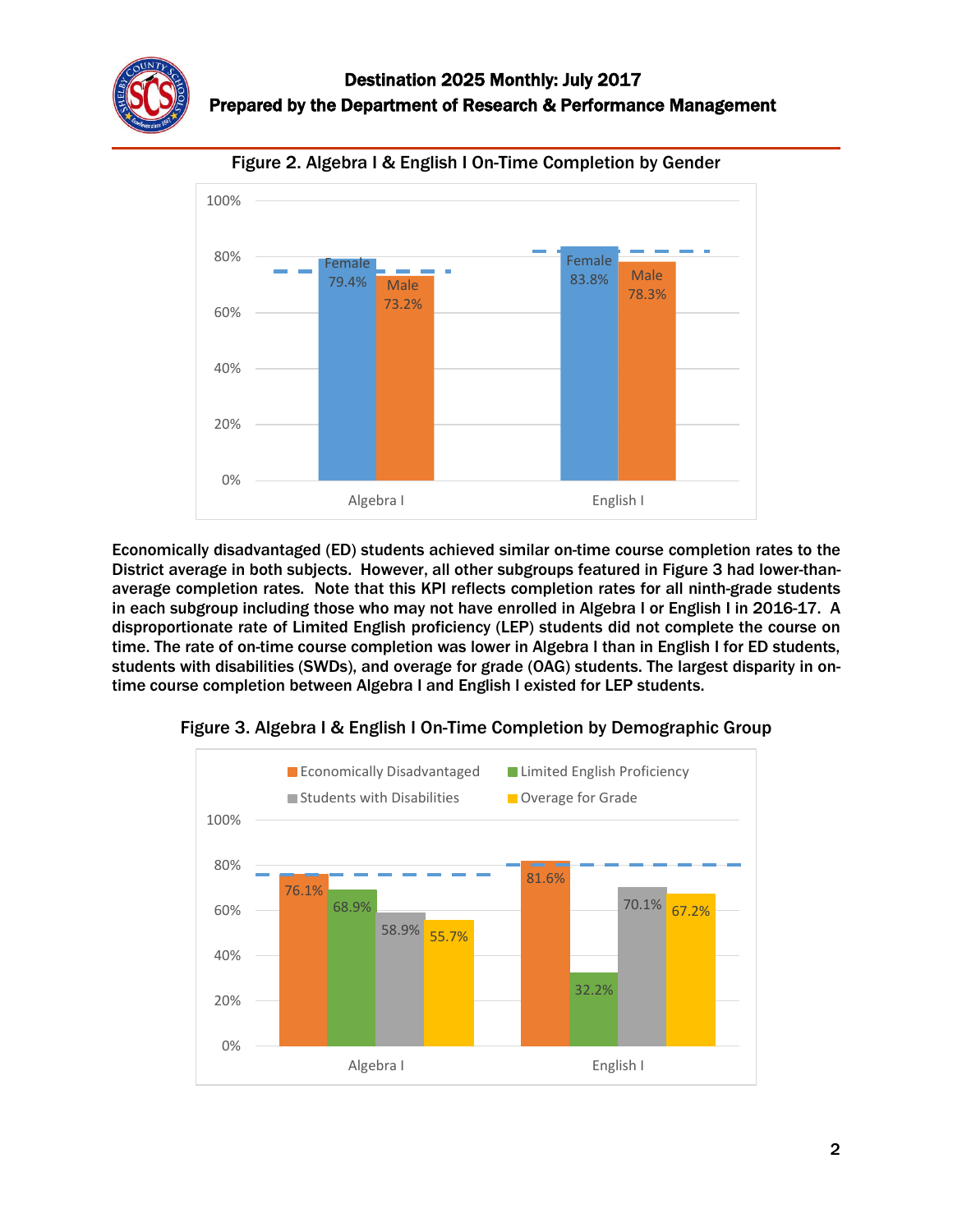Figure 2. Algebra I & English I On-Time Completion by Gender

| | Female | Male |
|---|---|---|
| Algebra I | 79.4% | 73.2% |
| English I | 83.8% | 78.3% |

Economically disadvantaged (ED) students achieved similar on-time course completion rates to the District average in both subjects. However, all other subgroups featured in Figure 3 had lower-than-average completion rates. Note that this KPI reflects completion rates for all ninth-grade students in each subgroup including those who may not have enrolled in Algebra I or English I in 2016-17. A disproportionate rate of Limited English proficiency (LEP) students did not complete the course on time. The rate of on-time course completion was lower in Algebra I than in English I for ED students, students with disabilities (SWDs), and overage for grade (OAG) students. The largest disparity in on-time course completion between Algebra I and English I existed for LEP students.

Figure 3. Algebra I & English I On-Time Completion by Demographic Group

| | Economically Disadvantaged | Limited English Proficiency | Students with Disabilities | Overage for Grade |
|---|---|---|---|---|
| Algebra I | 76.1% | 68.9% | 58.9% | 55.7% |
| English I | 81.6% | 32.2% | 70.1% | 67.2% |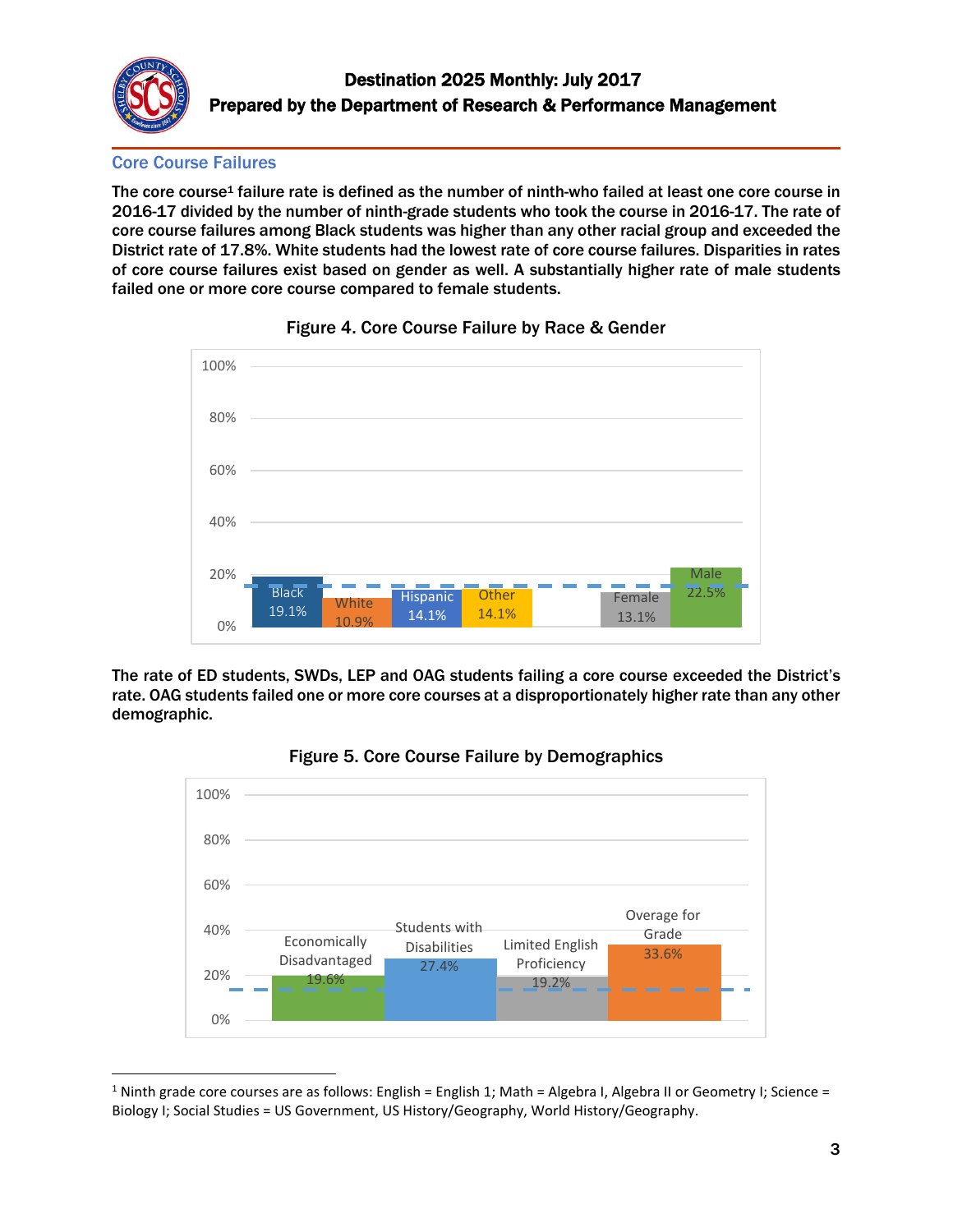## Core Course Failures

**The core course[1] failure rate is defined as the number of ninth-who failed at least one core course in 2016-17 divided by the number of ninth-grade students who took the course in 2016-17. The rate of core course failures among Black students was higher than any other racial group and exceeded the District rate of 17.8%. White students had the lowest rate of core course failures. Disparities in rates of core course failures exist based on gender as well. A substantially higher rate of male students failed one or more core course compared to female students.**

**Figure 4. Core Course Failure by Race & Gender**

| Group | Failure Rate |
|---|---|
| Black | 19.1% |
| White | 10.9% |
| Hispanic | 14.1% |
| Other | 14.1% |
| Female | 13.1% |
| Male | 22.5% |

**The rate of ED students, SWDs, LEP and OAG students failing a core course exceeded the District's rate. OAG students failed one or more core courses at a disproportionately higher rate than any other demographic.**

**Figure 5. Core Course Failure by Demographics**

| Group | Failure Rate |
|---|---|
| Economically Disadvantaged | 19.6% |
| Students with Disabilities | 27.4% |
| Limited English Proficiency | 19.2% |
| Overage for Grade | 33.6% |

[1] Ninth grade core courses are as follows: English = English 1; Math = Algebra I, Algebra II or Geometry I; Science = Biology I; Social Studies = US Government, US History/Geography, World History/Geography.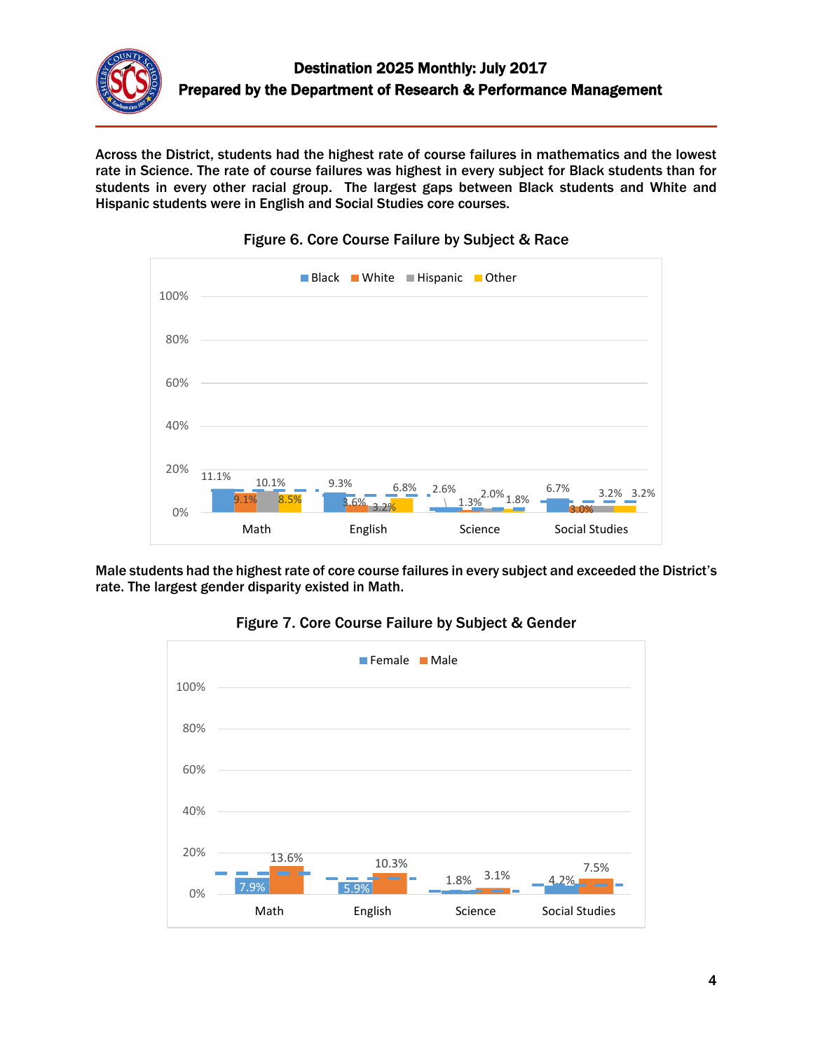Across the District, students had the highest rate of course failures in mathematics and the lowest rate in Science. The rate of course failures was highest in every subject for Black students than for students in every other racial group. The largest gaps between Black students and White and Hispanic students were in English and Social Studies core courses.

**Figure 6. Core Course Failure by Subject & Race**

| Subject | Black | White | Hispanic | Other |
|---|---|---|---|---|
| Math | 11.1% | 9.1% | 10.1% | 8.5% |
| English | 9.3% | 3.6% | 3.2% | 6.8% |
| Science | 2.6% | 1.3% | 2.0% | 1.8% |
| Social Studies | 6.7% | 3.0% | 3.2% | 3.2% |

Male students had the highest rate of core course failures in every subject and exceeded the District's rate. The largest gender disparity existed in Math.

**Figure 7. Core Course Failure by Subject & Gender**

| Subject | Female | Male |
|---|---|---|
| Math | 7.9% | 13.6% |
| English | 5.9% | 10.3% |
| Science | 1.8% | 3.1% |
| Social Studies | 4.2% | 7.5% |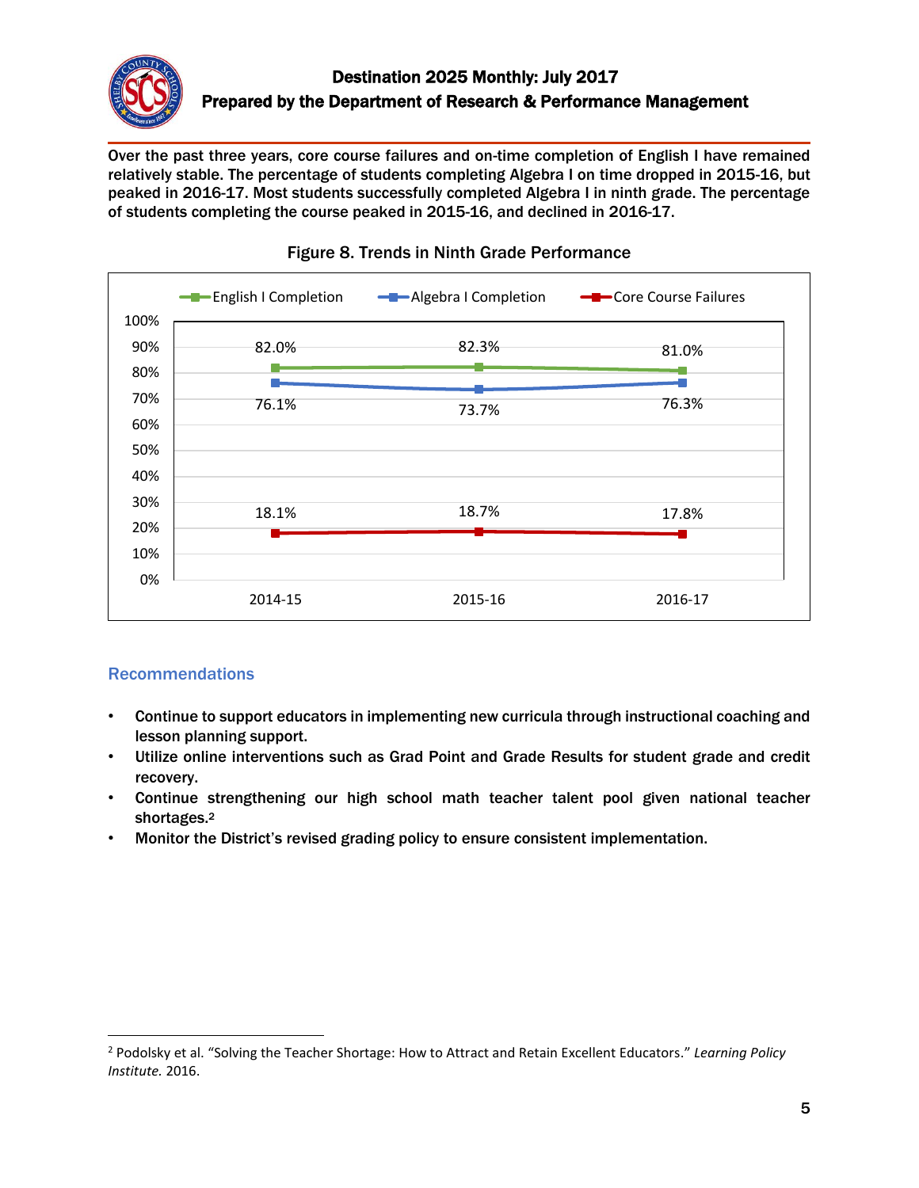Over the past three years, core course failures and on-time completion of English I have remained relatively stable. The percentage of students completing Algebra I on time dropped in 2015-16, but peaked in 2016-17. Most students successfully completed Algebra I in ninth grade. The percentage of students completing the course peaked in 2015-16, and declined in 2016-17.

Figure 8. Trends in Ninth Grade Performance

English I Completion
Algebra I Completion
Core Course Failures

100%
90%
80%
70%
60%
50%
40%
30%
20%
10%
0%

82.0%
82.3%
81.0%
76.1%
73.7%
76.3%
18.1%
18.7%
17.8%

2014-15
2015-16
2016-17

## Recommendations

- Continue to support educators in implementing new curricula through instructional coaching and lesson planning support.
- Utilize online interventions such as Grad Point and Grade Results for student grade and credit recovery.
- Continue strengthening our high school math teacher talent pool given national teacher shortages.[2]
- Monitor the District's revised grading policy to ensure consistent implementation.

[2] Podolsky et al. "Solving the Teacher Shortage: How to Attract and Retain Excellent Educators." *Learning Policy Institute.* 2016.